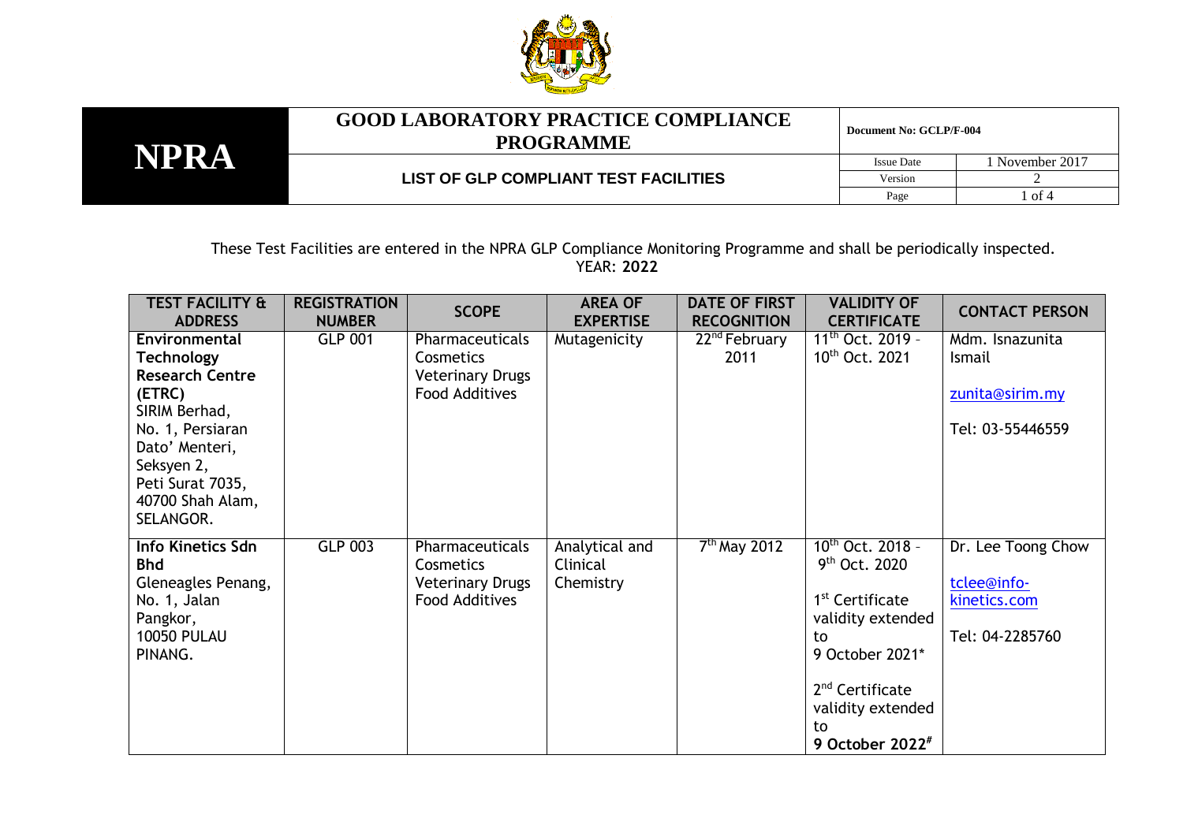| NPRA | GOOD LABORATORY PRACTICE COMPLIANCE PROGRAMME | Document No: GCLP/F-004 | |
|---|---|---|---|
| | LIST OF GLP COMPLIANT TEST FACILITIES | Issue Date | 1 November 2017 |
| | | Version | 2 |

These Test Facilities are entered in the NPRA GLP Compliance Monitoring Programme and shall be periodically inspected.
YEAR: **2022**

| TEST FACILITY & ADDRESS | REGISTRATION NUMBER | SCOPE | AREA OF EXPERTISE | DATE OF FIRST RECOGNITION | VALIDITY OF CERTIFICATE | CONTACT PERSON |
|---|---|---|---|---|---|---|
| **Environmental Technology Research Centre (ETRC)**<br>SIRIM Berhad,<br>No. 1, Persiaran Dato' Menteri,<br>Seksyen 2,<br>Peti Surat 7035,<br>40700 Shah Alam,<br>SELANGOR. | GLP 001 | Pharmaceuticals<br>Cosmetics<br>Veterinary Drugs<br>Food Additives | Mutagenicity | 22nd February 2011 | 11th Oct. 2019 – 10th Oct. 2021 | Mdm. Isnazunita Ismail<br><br>zunita@sirim.my<br><br>Tel: 03-55446559 |
| **Info Kinetics Sdn Bhd**<br>Gleneagles Penang,<br>No. 1, Jalan Pangkor,<br>10050 PULAU PINANG. | GLP 003 | Pharmaceuticals<br>Cosmetics<br>Veterinary Drugs<br>Food Additives | Analytical and Clinical Chemistry | 7th May 2012 | 10th Oct. 2018 – 9th Oct. 2020<br><br>1st Certificate validity extended to 9 October 2021*<br><br>2nd Certificate validity extended to **9 October 2022#** | Dr. Lee Toong Chow<br><br>tclee@info-kinetics.com<br><br>Tel: 04-2285760 |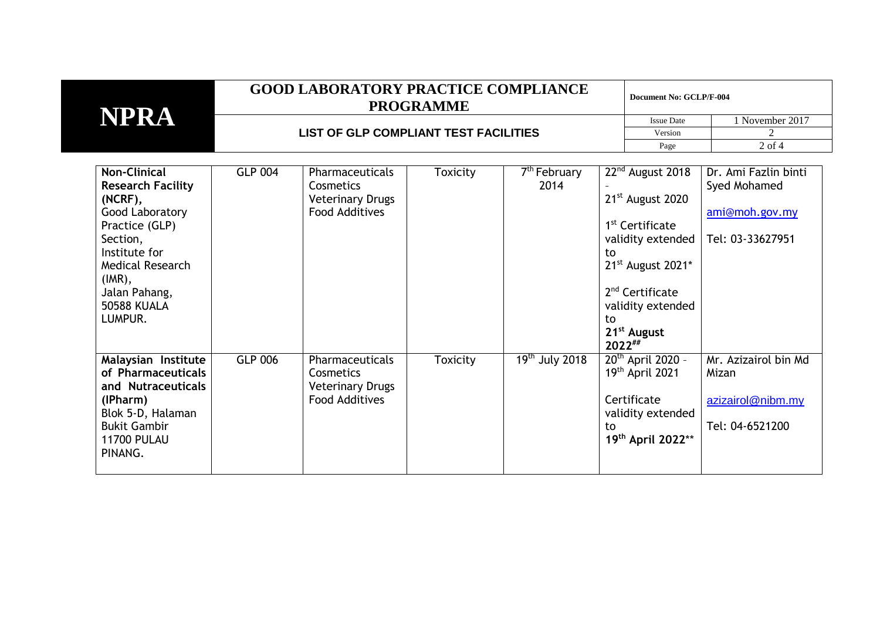| **Non-Clinical Research Facility (NCRF),** Good Laboratory Practice (GLP) Section, Institute for Medical Research (IMR), Jalan Pahang, 50588 KUALA LUMPUR. | GLP 004 | Pharmaceuticals Cosmetics Veterinary Drugs Food Additives | Toxicity | 7th February 2014 | 22nd August 2018 - 21st August 2020<br><br>1st Certificate validity extended to 21st August 2021*<br><br>2nd Certificate validity extended to **21st August 2022##** | Dr. Ami Fazlin binti Syed Mohamed<br><br>ami@moh.gov.my<br><br>Tel: 03-33627951 |
|---|---|---|---|---|---|---|
| **Malaysian Institute of Pharmaceuticals and Nutraceuticals (IPharm)** Blok 5-D, Halaman Bukit Gambir 11700 PULAU PINANG. | GLP 006 | Pharmaceuticals Cosmetics Veterinary Drugs Food Additives | Toxicity | 19th July 2018 | 20th April 2020 - 19th April 2021<br><br>Certificate validity extended to **19th April 2022\*\*** | Mr. Azizairol bin Md Mizan<br><br>azizairol@nibm.my<br><br>Tel: 04-6521200 |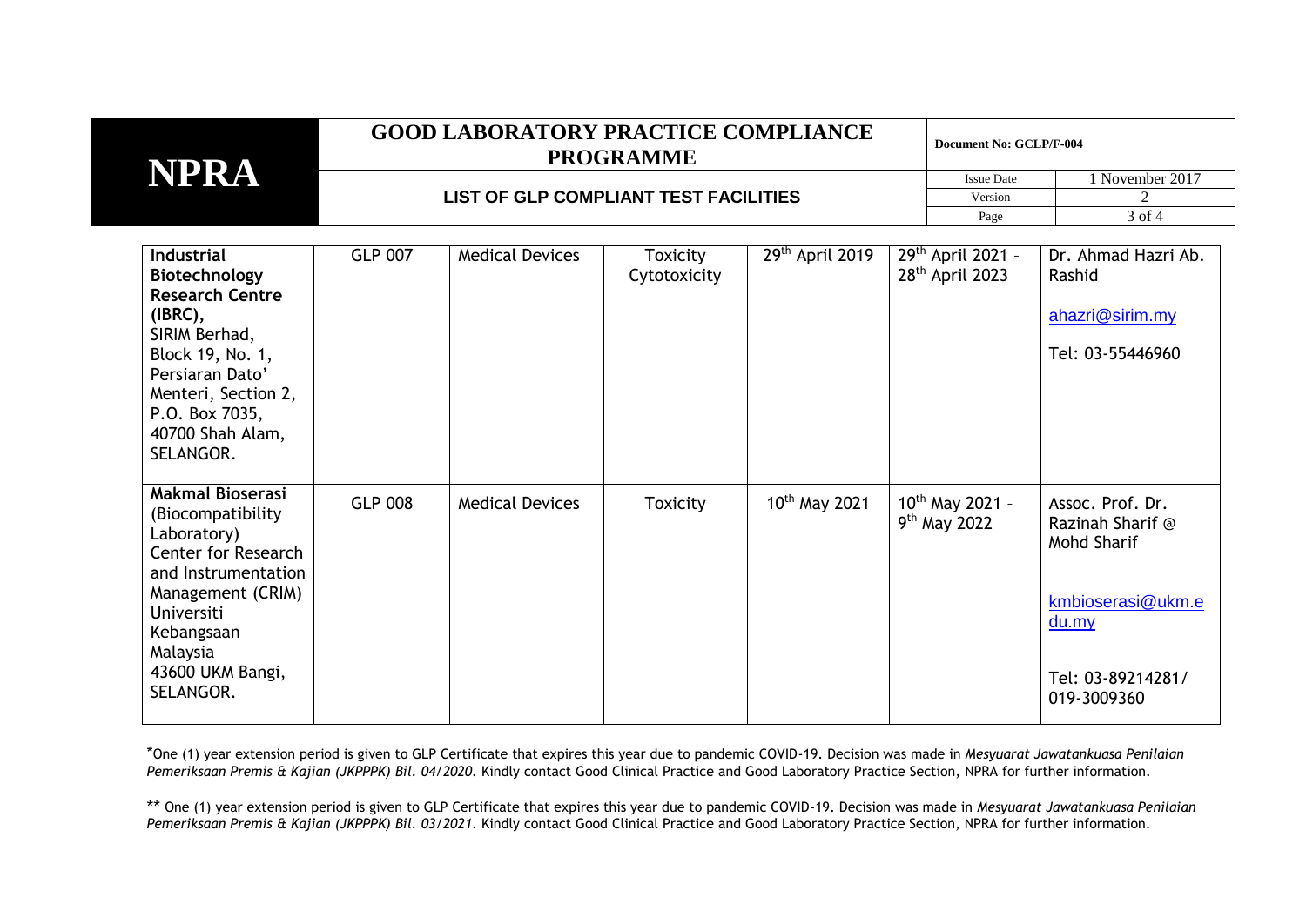| **Industrial Biotechnology Research Centre (IBRC),** SIRIM Berhad, Block 19, No. 1, Persiaran Dato' Menteri, Section 2, P.O. Box 7035, 40700 Shah Alam, SELANGOR. | GLP 007 | Medical Devices | Toxicity Cytotoxicity | 29th April 2019 | 29th April 2021 - 28th April 2023 | Dr. Ahmad Hazri Ab. Rashid<br><br>ahazri@sirim.my<br><br>Tel: 03-55446960 |
|---|---|---|---|---|---|---|
| **Makmal Bioserasi** (Biocompatibility Laboratory) Center for Research and Instrumentation Management (CRIM) Universiti Kebangsaan Malaysia 43600 UKM Bangi, SELANGOR. | GLP 008 | Medical Devices | Toxicity | 10th May 2021 | 10th May 2021 - 9th May 2022 | Assoc. Prof. Dr. Razinah Sharif @ Mohd Sharif<br><br>kmbioserasi@ukm.edu.my<br><br>Tel: 03-89214281/ 019-3009360 |

*One (1) year extension period is given to GLP Certificate that expires this year due to pandemic COVID-19. Decision was made in *Mesyuarat Jawatankuasa Penilaian Pemeriksaan Premis & Kajian (JKPPPK) Bil. 04/2020*. Kindly contact Good Clinical Practice and Good Laboratory Practice Section, NPRA for further information.

** One (1) year extension period is given to GLP Certificate that expires this year due to pandemic COVID-19. Decision was made in *Mesyuarat Jawatankuasa Penilaian Pemeriksaan Premis & Kajian (JKPPPK) Bil. 03/2021*. Kindly contact Good Clinical Practice and Good Laboratory Practice Section, NPRA for further information.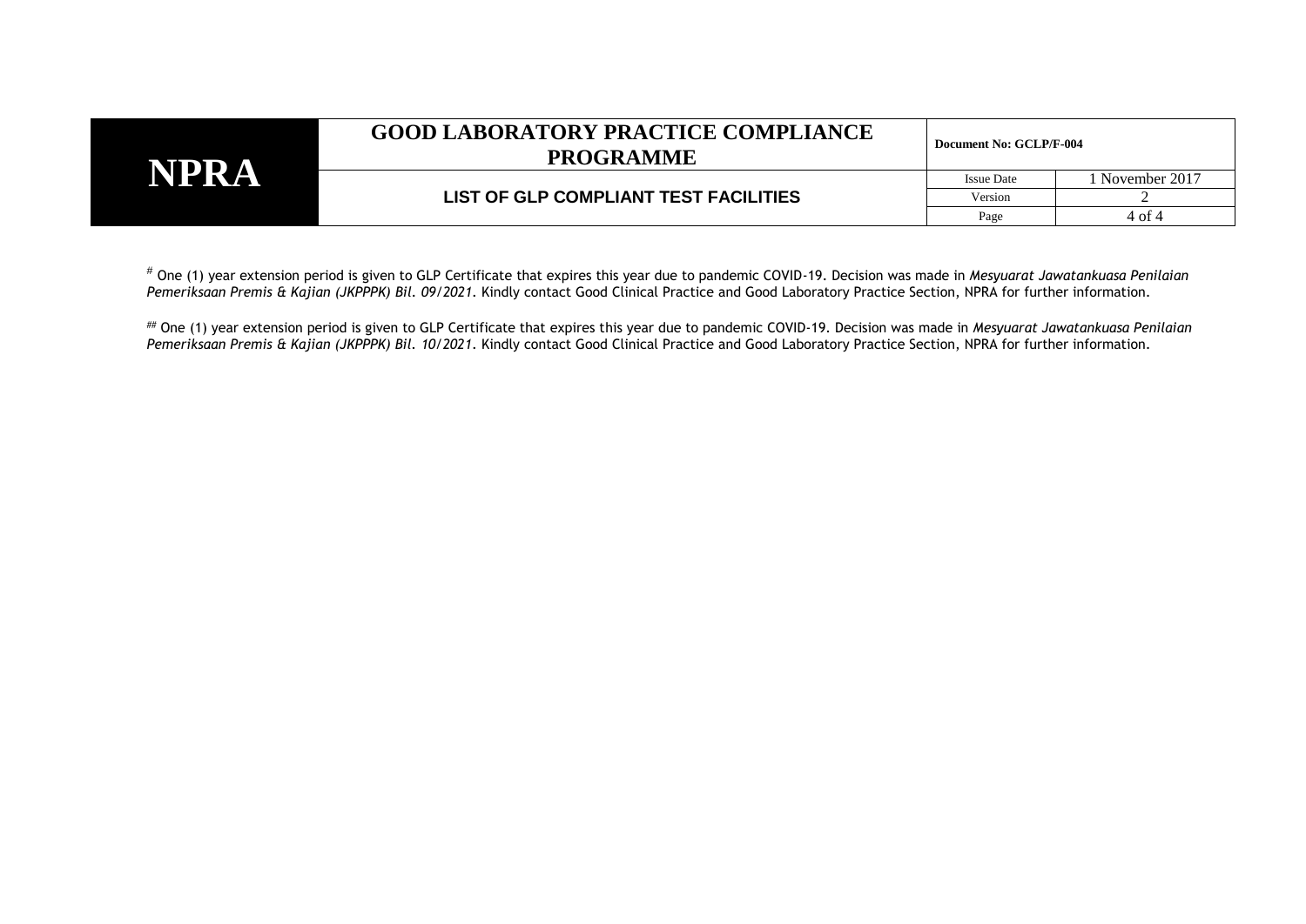[#] One (1) year extension period is given to GLP Certificate that expires this year due to pandemic COVID-19. Decision was made in *Mesyuarat Jawatankuasa Penilaian Pemeriksaan Premis & Kajian (JKPPPK) Bil. 09/2021*. Kindly contact Good Clinical Practice and Good Laboratory Practice Section, NPRA for further information.

[##] One (1) year extension period is given to GLP Certificate that expires this year due to pandemic COVID-19. Decision was made in *Mesyuarat Jawatankuasa Penilaian Pemeriksaan Premis & Kajian (JKPPPK) Bil. 10/2021*. Kindly contact Good Clinical Practice and Good Laboratory Practice Section, NPRA for further information.